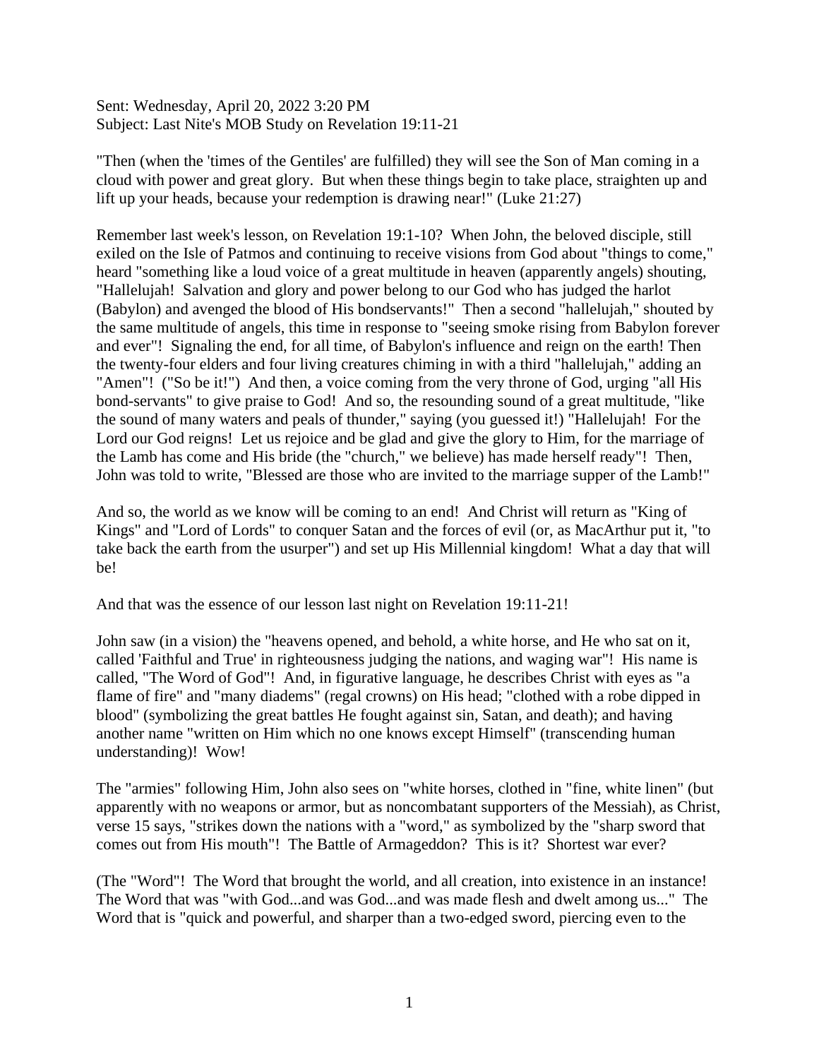Sent: Wednesday, April 20, 2022 3:20 PM
Subject: Last Nite's MOB Study on Revelation 19:11-21

"Then (when the 'times of the Gentiles' are fulfilled) they will see the Son of Man coming in a cloud with power and great glory. But when these things begin to take place, straighten up and lift up your heads, because your redemption is drawing near!" (Luke 21:27)

Remember last week's lesson, on Revelation 19:1-10? When John, the beloved disciple, still exiled on the Isle of Patmos and continuing to receive visions from God about "things to come," heard "something like a loud voice of a great multitude in heaven (apparently angels) shouting, "Hallelujah! Salvation and glory and power belong to our God who has judged the harlot (Babylon) and avenged the blood of His bondservants!" Then a second "hallelujah," shouted by the same multitude of angels, this time in response to "seeing smoke rising from Babylon forever and ever"! Signaling the end, for all time, of Babylon's influence and reign on the earth! Then the twenty-four elders and four living creatures chiming in with a third "hallelujah," adding an "Amen"! ("So be it!") And then, a voice coming from the very throne of God, urging "all His bond-servants" to give praise to God! And so, the resounding sound of a great multitude, "like the sound of many waters and peals of thunder," saying (you guessed it!) "Hallelujah! For the Lord our God reigns! Let us rejoice and be glad and give the glory to Him, for the marriage of the Lamb has come and His bride (the "church," we believe) has made herself ready"! Then, John was told to write, "Blessed are those who are invited to the marriage supper of the Lamb!"

And so, the world as we know will be coming to an end! And Christ will return as "King of Kings" and "Lord of Lords" to conquer Satan and the forces of evil (or, as MacArthur put it, "to take back the earth from the usurper") and set up His Millennial kingdom! What a day that will be!

And that was the essence of our lesson last night on Revelation 19:11-21!

John saw (in a vision) the "heavens opened, and behold, a white horse, and He who sat on it, called 'Faithful and True' in righteousness judging the nations, and waging war"! His name is called, "The Word of God"! And, in figurative language, he describes Christ with eyes as "a flame of fire" and "many diadems" (regal crowns) on His head; "clothed with a robe dipped in blood" (symbolizing the great battles He fought against sin, Satan, and death); and having another name "written on Him which no one knows except Himself" (transcending human understanding)! Wow!

The "armies" following Him, John also sees on "white horses, clothed in "fine, white linen" (but apparently with no weapons or armor, but as noncombatant supporters of the Messiah), as Christ, verse 15 says, "strikes down the nations with a "word," as symbolized by the "sharp sword that comes out from His mouth"! The Battle of Armageddon? This is it? Shortest war ever?

(The "Word"! The Word that brought the world, and all creation, into existence in an instance! The Word that was "with God...and was God...and was made flesh and dwelt among us..." The Word that is "quick and powerful, and sharper than a two-edged sword, piercing even to the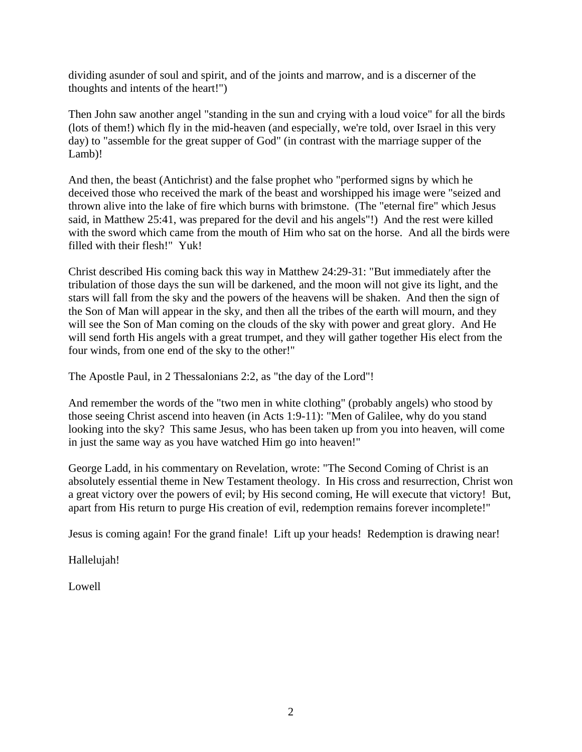dividing asunder of soul and spirit, and of the joints and marrow, and is a discerner of the thoughts and intents of the heart!")

Then John saw another angel "standing in the sun and crying with a loud voice" for all the birds (lots of them!) which fly in the mid-heaven (and especially, we're told, over Israel in this very day) to "assemble for the great supper of God" (in contrast with the marriage supper of the Lamb)!

And then, the beast (Antichrist) and the false prophet who "performed signs by which he deceived those who received the mark of the beast and worshipped his image were "seized and thrown alive into the lake of fire which burns with brimstone. (The "eternal fire" which Jesus said, in Matthew 25:41, was prepared for the devil and his angels"!) And the rest were killed with the sword which came from the mouth of Him who sat on the horse. And all the birds were filled with their flesh!" Yuk!

Christ described His coming back this way in Matthew 24:29-31: "But immediately after the tribulation of those days the sun will be darkened, and the moon will not give its light, and the stars will fall from the sky and the powers of the heavens will be shaken. And then the sign of the Son of Man will appear in the sky, and then all the tribes of the earth will mourn, and they will see the Son of Man coming on the clouds of the sky with power and great glory. And He will send forth His angels with a great trumpet, and they will gather together His elect from the four winds, from one end of the sky to the other!"

The Apostle Paul, in 2 Thessalonians 2:2, as "the day of the Lord"!

And remember the words of the "two men in white clothing" (probably angels) who stood by those seeing Christ ascend into heaven (in Acts 1:9-11): "Men of Galilee, why do you stand looking into the sky? This same Jesus, who has been taken up from you into heaven, will come in just the same way as you have watched Him go into heaven!"

George Ladd, in his commentary on Revelation, wrote: "The Second Coming of Christ is an absolutely essential theme in New Testament theology. In His cross and resurrection, Christ won a great victory over the powers of evil; by His second coming, He will execute that victory! But, apart from His return to purge His creation of evil, redemption remains forever incomplete!"

Jesus is coming again! For the grand finale! Lift up your heads! Redemption is drawing near!

Hallelujah!

Lowell